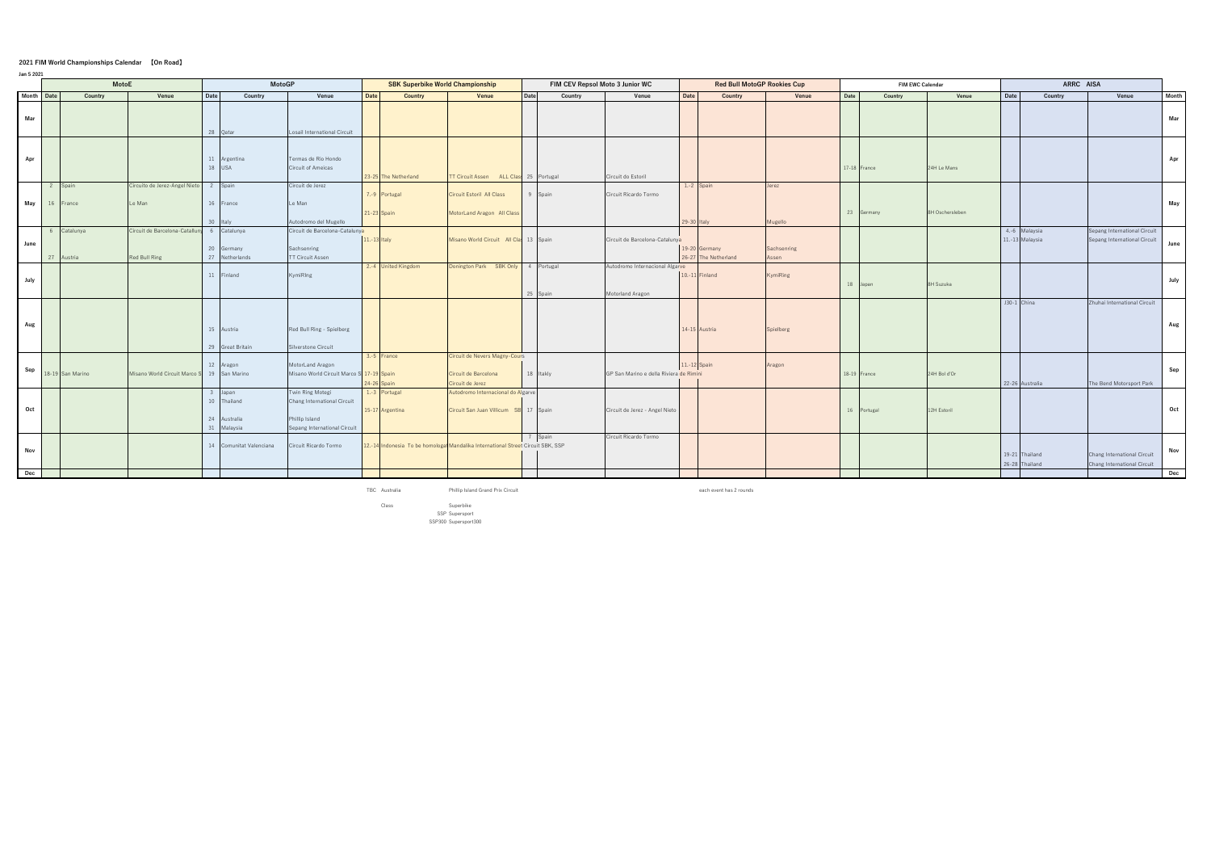**2021 FIM World Championships Calendar 【On Road】**

**Jan 5 2021**

| Month | MotoE Date | MotoE Country | MotoE Venue | MotoGP Date | MotoGP Country | MotoGP Venue | SBK Date | SBK Country | SBK Venue | Moto3 Junior WC Date | Moto3 Junior WC Country | Moto3 Junior WC Venue | Rookies Cup Date | Rookies Cup Country | Rookies Cup Venue | FIM EWC Date | FIM EWC Country | FIM EWC Venue | ARRC AISA Date | ARRC AISA Country | ARRC AISA Venue | Month |
|---|---|---|---|---|---|---|---|---|---|---|---|---|---|---|---|---|---|---|---|---|---|---|
| | **MotoE** | | | **MotoGP** | | | **SBK Superbike World Championship** | | | **FIM CEV Repsol Moto 3 Junior WC** | | | **Red Bull MotoGP Rookies Cup** | | | **FIM EWC Calendar** | | | **ARRC AISA** | | | |
| Mar | | | | 28 | Qatar | Losail International Circuit | | | | | | | | | | | | | | | | Mar |
| Apr | | | | 11<br>18 | Argentina<br>USA | Termas de Rio Hondo<br>Circuit of Americas | 23-25 | The Netherland | TT Circuit Assen ALL Class | 25 | Portugal | Circuit do Estoril | | | | 17-18 | France | 24H Le Mans | | | | Apr |
| May | 2<br>16 | Spain<br>France | Circuito de Jerez-Angel Nieto<br>Le Man | 2<br>16<br>30 | Spain<br>France<br>Italy | Circuit de Jerez<br>Le Man<br>Autodromo del Mugello | 7.-9<br>21-23 | Portugal<br>Spain | Circuit Estoril All Class<br>MotorLand Aragon All Class | 9 | Spain | Circuit Ricardo Tormo | 1.-2<br>29-30 | Spain<br>Italy | Jerez<br>Mugello | 23 | Germany | 8H Oschersleben | | | | May |
| June | 6<br>27 | Catalunya<br>Austria | Circuit de Barcelona-Catalunya<br>Red Bull Ring | 6<br>20<br>27 | Catalunya<br>Germany<br>Netherlands | Circuit de Barcelona-Catalunya<br>Sachsenring<br>TT Circuit Assen | 11.-13 | Italy | Misano World Circuit All Class | 13 | Spain | Circuit de Barcelona-Catalunya | 19-20<br>26-27 | Germany<br>The Netherland | Sachsenring<br>Assen | | | | 4.-6<br>11.-13 | Malaysia<br>Malaysia | Sepang International Circuit<br>Sepang International Circuit | June |
| July | | | | 11 | Finland | KymiRing | 2.-4 | United Kingdom | Donington Park SBK Only | 4<br>25 | Portugal<br>Spain | Autodromo Internacional Algarve<br>Motorland Aragon | 10.-11 | Finland | KymiRing | 18 | Japan | 8H Suzuka | | | | July |
| Aug | | | | 15<br>29 | Austria<br>Great Britain | Red Bull Ring - Spielberg<br>Silverstone Circuit | | | | | | | 14-15 | Austria | Spielberg | | | | J30-1 | China | Zhuhai International Circuit | Aug |
| Sep | 18-19 | San Marino | Misano World Circuit Marco Simoncelli | 12<br>19 | Aragon<br>San Marino | MotorLand Aragon<br>Misano World Circuit Marco Simoncelli | 3.-5<br>17-19<br>24-26 | France<br>Spain<br>Spain | Circuit de Nevers Magny-Cours<br>Circuit de Barcelona<br>Circuit de Jerez | 18 | Itakly | GP San Marino e della Riviera de Rimini | 11.-12 | Spain | Aragon | 18-19 | France | 24H Bol d'Or | 22-26 | Australia | The Bend Motorsport Park | Sep |
| Oct | | | | 3<br>10<br>24<br>31 | Japan<br>Thailand<br>Australia<br>Malaysia | Twin Ring Motegi<br>Chang International Circuit<br>Phillip Island<br>Sepang International Circuit | 1.-3<br>15-17 | Portugal<br>Argentina | Autodromo Internacional do Algarve<br>Circuit San Juan Villicum SBK | 17 | Spain | Circuit de Jerez - Angel Nieto | | | | 16 | Portugal | 12H Estoril | | | | Oct |
| Nov | | | | 14 | Comunitat Valenciana | Circuit Ricardo Tormo | 12.-14 | Indonesia To be homologated | Mandalika International Street Circuit SBK, SSP | 7 | Spain | Circuit Ricardo Tormo | | | | | | | 19-21<br>26-28 | Thailand<br>Thailand | Chang International Circuit<br>Chang International Circuit | Nov |
| Dec | | | | | | | | | | | | | | | | | | | | | | Dec |

TBC Australia — Phillip Island Grand Prix Circuit

each event has 2 rounds

Class
- Superbike
- SSP Supersport
- SSP300 Supersport300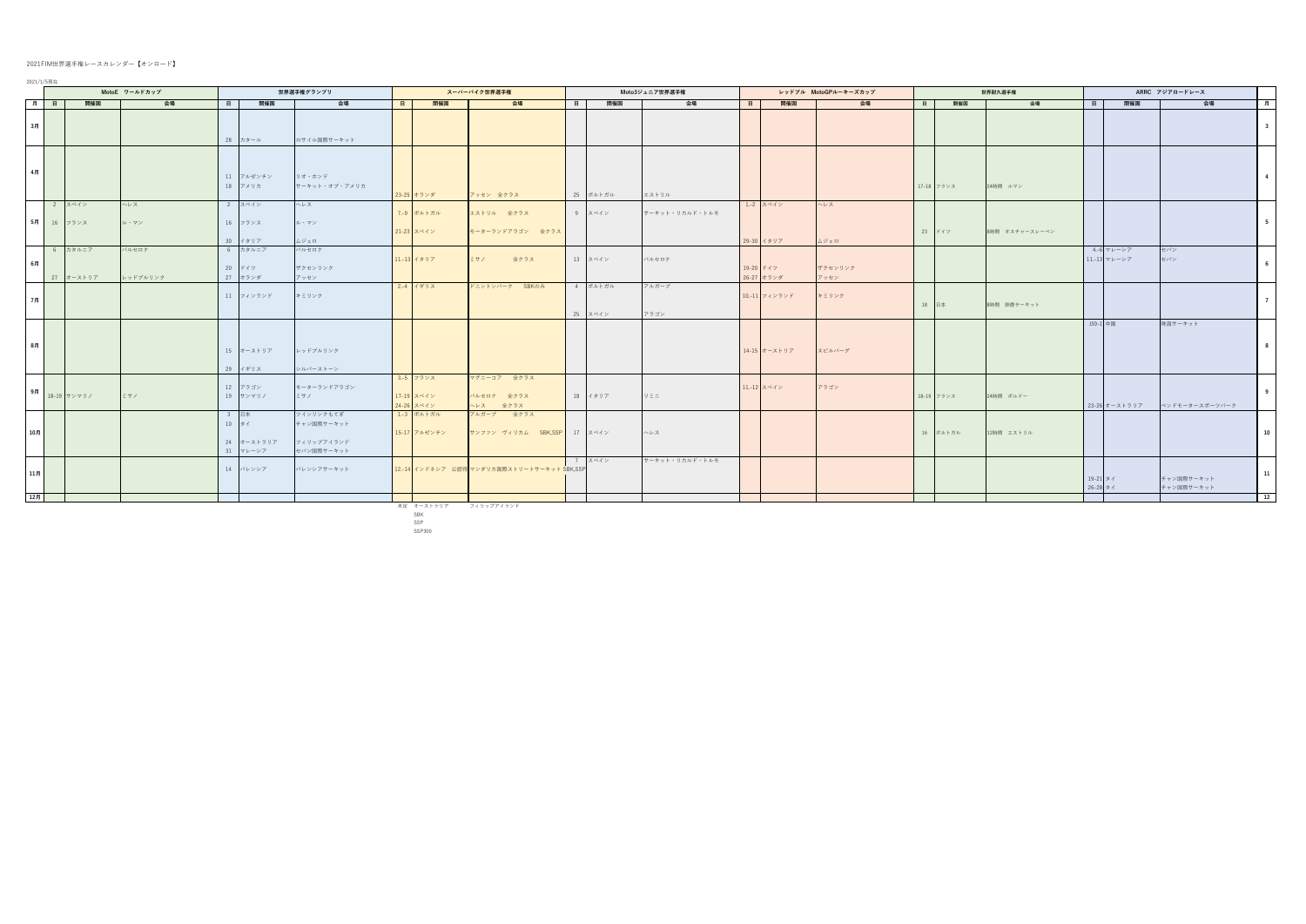2021FIM世界選手権レースカレンダー【オンロード】

2021/1/5現在

| | MotoE ワールドカップ | | | 世界選手権グランプリ | | | スーパーバイク世界選手権 | | | Moto3ジュニア世界選手権 | | | レッドブル MotoGPルーキーズカップ | | | 世界耐久選手権 | | | ARRC アジアロードレース | | | |
|---|---|---|---|---|---|---|---|---|---|---|---|---|---|---|---|---|---|---|---|---|---|---|
| 月 | 日 | 開催国 | 会場 | 日 | 開催国 | 会場 | 日 | 開催国 | 会場 | 日 | 開催国 | 会場 | 日 | 開催国 | 会場 | 日 | 開催国 | 会場 | 日 | 開催国 | 会場 | 月 |
| 3月 | | | | 28 | カタール | ロサイル国際サーキット | | | | | | | | | | | | | | | | 3 |
| 4月 | | | | 11<br>18 | アルゼンチン<br>アメリカ | リオ・ホンド<br>サーキット・オブ・アメリカ | 23-25 | オランダ | アッセン　全クラス | 25 | ポルトガル | エストリル | | | | 17-18 | フランス | 24時間　ルマン | | | | 4 |
| 5月 | 2<br>16 | スペイン<br>フランス | ヘレス<br>ル・マン | 2<br>16<br>30 | スペイン<br>フランス<br>イタリア | ヘレス<br>ル・マン<br>ムジェロ | 7-9<br>21-23 | ポルトガル<br>スペイン | エストリル　全クラス<br>モーターランドアラゴン　全クラス | 9 | スペイン | サーキット・リカルド・トルモ | 1-2<br>29-30 | スペイン<br>イタリア | ヘレス<br>ムジェロ | 23 | ドイツ | 8時間　オスチャースレーベン | | | | 5 |
| 6月 | 6<br>27 | カタルニア<br>オーストリア | バルセロナ<br>レッドブルリンク | 6<br>20<br>27 | カタルニア<br>ドイツ<br>オランダ | バルセロナ<br>ザクセンリンク<br>アッセン | 11-13 | イタリア | ミサノ　全クラス | 13 | スペイン | バルセロナ | 19-20<br>26-27 | ドイツ<br>オランダ | ザクセンリンク<br>アッセン | | | | 4-6<br>11-13 | マレーシア<br>マレーシア | セパン<br>セパン | 6 |
| 7月 | | | | 11 | フィンランド | キミリンク | 2-4 | イギリス | ドニントンパーク　SBKのみ | 4<br>25 | ポルトガル<br>スペイン | アルガーブ<br>アラゴン | 10-11 | フィンランド | キミリンク | 18 | 日本 | 8時間　鈴鹿サーキット | | | | 7 |
| 8月 | | | | 15<br>29 | オーストリア<br>イギリス | レッドブルリンク<br>シルバーストーン | | | | | | | 14-15 | オーストリア | スピルバーグ | | | | J30-1 | 中国 | 珠海サーキット | 8 |
| 9月 | 18-19 | サンマリノ | ミサノ | 12<br>19 | アラゴン<br>サンマリノ | モーターランドアラゴン<br>ミサノ | 3-5<br>17-19<br>24-26 | フランス<br>スペイン<br>スペイン | マグニーコア　全クラス<br>バルセロナ　全クラス<br>ヘレス　全クラス | 18 | イタリア | リミニ | 11-12 | スペイン | アラゴン | 18-19 | フランス | 24時間　ボルドー | 23-26 | オーストラリア | ベンドモータースポーツパーク | 9 |
| 10月 | | | | 3<br>10<br>24<br>31 | 日本<br>タイ<br>オーストラリア<br>マレーシア | ツインリンクもてぎ<br>チャン国際サーキット<br>フィリップアイランド<br>セパン国際サーキット | 1-3<br>15-17 | ポルトガル<br>アルゼンチン | アルガーブ　全クラス<br>サンファン　ヴィリカム　SBK,SSP | 17 | スペイン | ヘレス | | | | 16 | ポルトガル | 12時間　エストリル | | | | 10 |
| 11月 | | | | 14 | バレンシア | バレンシアサーキット | 12-14 | インドネシア　公認待 | マンダリカ国際ストリートサーキット　SBK,SSP | 7 | スペイン | サーキット・リカルド・トルモ | | | | | | | 19-21<br>26-28 | タイ<br>タイ | チャン国際サーキット<br>チャン国際サーキット | 11 |
| 12月 | | | | | | | | | | | | | | | | | | | | | | 12 |

未定　オーストラリア　フィリップアイランド
SBK
SSP
SSP300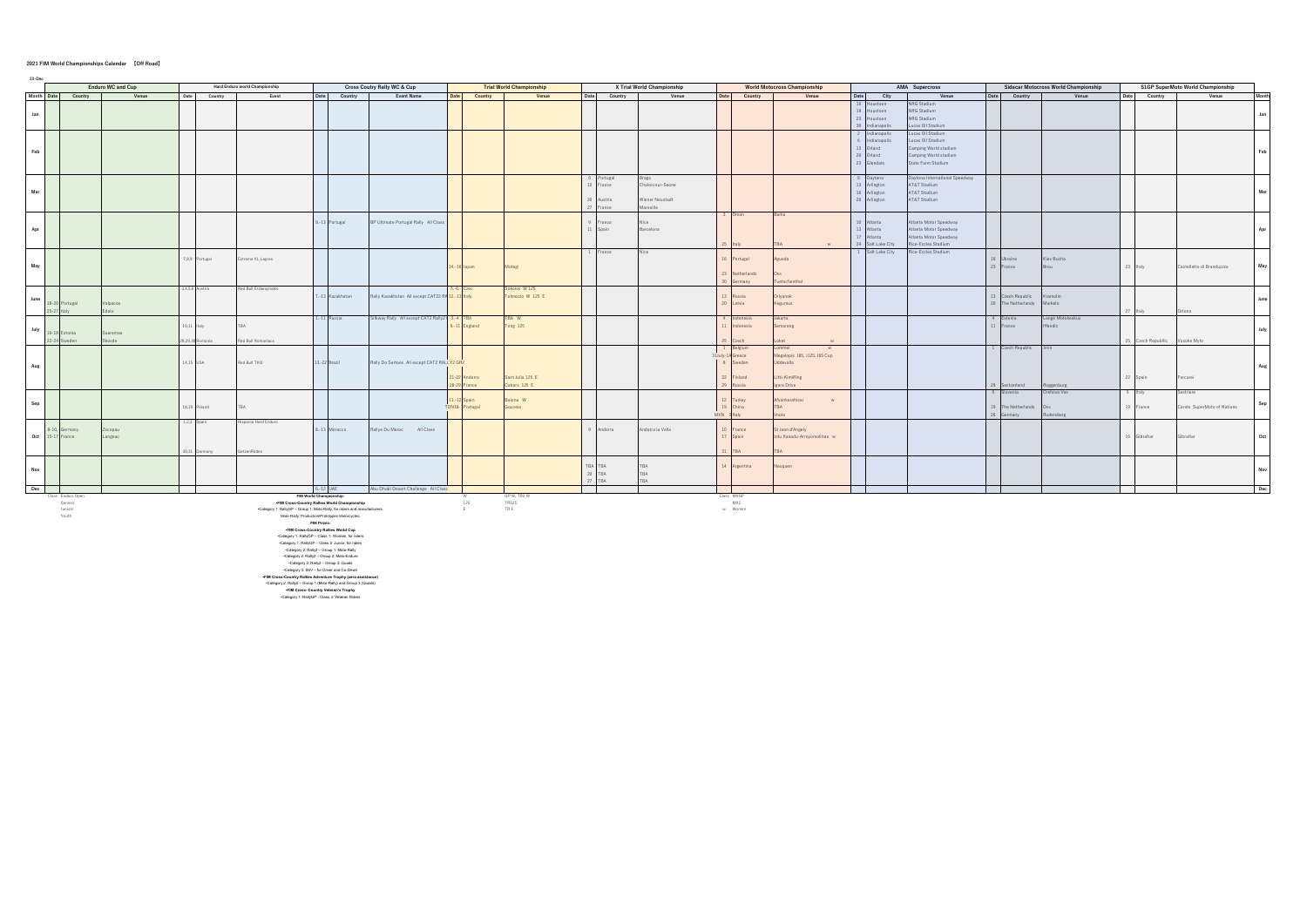# 2021 FIM World Championships Calendar 【Off Road】

23-Dec

## Enduro WC and Cup

| Month | Date | Country | Venue |
|---|---|---|---|
| June | 18-20 | Portugal | Valpacos |
| June | 25-27 | Italy | Edolo |
| July | 16-18 | Estonia | Saaremaa |
| July | 22-24 | Sweden | Skovde |
| Oct | 8-10 | Germany | Zschopau |
| Oct | 15-17 | France | Langeac |

Class: Enduro Open, Seniors, Juniors, Youth

## Hard Enduro world Championship

| Month | Date | Country | Event |
|---|---|---|---|
| May | 7,8,9 | Portugal | Extreme XL Lagares |
| June | 3,4,5,6 | Austria | Red Bull Erzbergrodeo |
| July | 10,11 | Italy | TBA |
| July | 28,29,30 | Romania | Red Bull Romaniacs |
| Aug | 14,15 | USA | Red Bull TKO |
| Sep | 18,19 | Poland | TBA |
| Oct | 1,2,3 | Spain | Hixpania Hard Enduro |
| Oct | 30,31 | Germany | GetzenRodeo |

## Cross Coutry Rally WC & Cup

| Month | Date | Country | Event Name |
|---|---|---|---|
| Apr | 9-13 | Portugal | BP Ultimate Portugal Rally All Class |
| June | 7-13 | Kazakhstan | Rally Kazakhstan All except CAT2 RA |
| July | 1-11 | Russia | Silkway Rally All except CAT2 Rally2 G |
| Aug | 11-22 | Brazil | Rally Do Sertoes All except CAT2 RALLY2 GR2 |
| Oct | 6-13 | Morocco | Rallye Du Maroc All Class |
| Dec | 6-12 | UAE | Abu Dhabi Desert Challenge All Class |

**FIM World Championship:**

**•FIM Cross-Country Rallies World Championship**

•Category 1: RallyGP – Group 1: Moto-Rally, for riders and manufacturers.

Moto-Rally: Production/Prototypes Motorcycles.

**FIM Prizes:**

**•FIM Cross-Country Rallies World Cup**

•Category 1: RallyGP – Class 1: Women, for riders

•Category 1: RallyGP – Class 2: Junior, for riders

•Category 2: Rally2 – Group 1: Moto-Rally

•Category 2: Rally2 – Group 2: Moto-Enduro

•Category 2: Rally2 – Group 3: Quads

•Category 3: SSV – for Driver and Co-Driver

**•FIM Cross-Country Rallies Adventure Trophy (zero assistance)**

•Category 2: Rally2 – Group 1 (Moto-Rally) and Group 3 (Quads)

**•FIM Cross- Country Veteran's Trophy**

•Category 1: RallyGP – Class 3: Veteran Riders

## Trial World Championship

| Month | Date | Country | Venue |
|---|---|---|---|
| May | 14-16 | Japan | Motegi |
| June | 5-6 | Czec | Sokolov W 125 |
| June | 12-13 | Italy | Tolmezzo W 125 E |
| July | 3-4 | TBA | TBA W |
| July | 9-11 | England | Tong 125 |
| Aug | 21-22 | Andorra | Sant Julia 125 E |
| Aug | 28-29 | France | Cahors 125 E |
| Sep | 11-12 | Spain | Bulona W |
| Sep | TDN18-19 | Portugal | Gouveia |

W: GP W, TR2 W
125: TR125
E: TR E

## X Trial World Championship

| Month | Date | Country | Venue |
|---|---|---|---|
| Mar | 6 | Portugal | Braga |
| Mar | 12 | France | Chalon-sur-Saone |
| Mar | 20 | Austria | Wiener Neustadt |
| Mar | 27 | France | Marseille |
| Apr | 9 | France | Nice |
| Apr | 11 | Spain | Barcelona |
| May | 1 | France | Nice |
| Oct | 9 | Andorra | Andorra la Vella |
| Nov | TBA | TBA | TBA |
| Nov | 20 | TBA | TBA |
| Nov | 27 | TBA | TBA |

## World Motocross Championship

| Month | Date | Country | Venue |
|---|---|---|---|
| Apr | 3 | Oman | Barka |
| Apr | 25 | Italy | TBA w |
| May | 16 | Portugal | Agueda |
| May | 23 | Netherlands | Oss |
| May | 30 | Germany | Tuetschenthal |
| June | 13 | Russia | Orlyonok |
| June | 20 | Latvia | Kegums |
| July | 4 | Indonesia | Jakarta |
| July | 11 | Indonesia | Semarang |
| July | 25 | Czech | Loket w |
| Aug | 1 | Belgium | Lommel w |
| Aug | 31July-1A | Greece | Megalopolis 185, J125, J85 Cup |
| Aug | 8 | Sweden | Uddevalla |
| Aug | 22 | Finland | Iitti-KimiRing |
| Aug | 29 | Russia | Igora Drive |
| Sep | 12 | Turkey | Afyonkarahisar w |
| Sep | 19 | China | TBA |
| Sep | MXN 26 | Italy | Imola |
| Oct | 10 | France | St Jean d'Angely |
| Oct | 17 | Spain | Intu Xanadu-Arroyomolinos w |
| Oct | 31 | TBA | TBA |
| Nov | 14 | Argentina | Neuquen |

Class: MXGP, MX2
w: Women

## AMA Supercross

| Month | Date | City | Venue |
|---|---|---|---|
| Jan | 16 | Houston | NRG Stadium |
| Jan | 19 | Houston | NRG Stadium |
| Jan | 23 | Houston | NRG Stadium |
| Jan | 30 | Indianapolis | Lucas Oil Stadium |
| Feb | 2 | Indianapolis | Lucas Oil Stadium |
| Feb | 6 | Indianapolis | Lucas Oil Stadium |
| Feb | 13 | Orland | Camping World stadium |
| Feb | 20 | Orland | Camping World stadium |
| Feb | 27 | Glendale | State Farm Stadium |
| Mar | 6 | Daytona | Daytona International Speedway |
| Mar | 13 | Arlington | AT&T Stadium |
| Mar | 16 | Arlington | AT&T Stadium |
| Mar | 20 | Arlington | AT&T Stadium |
| Apr | 10 | Atlanta | Atlanta Motor Speedway |
| Apr | 13 | Atlanta | Atlanta Motor Speedway |
| Apr | 17 | Atlanta | Atlanta Motor Speedway |
| Apr | 24 | Salt Lake City | Rice-Eccles Stadium |
| May | 1 | Salt Lake City | Rice-Eccles Stadium |

## Sidecar Motocross World Championship

| Month | Date | Country | Venue |
|---|---|---|---|
| May | 16 | Ukraine | Kiev Bucha |
| May | 23 | France | Brou |
| June | 13 | Czech Republic | Kramolin |
| June | 20 | The Netherlands | Markelo |
| July | 4 | Estonia | Lange Motokeskus |
| July | 11 | France | Iffendic |
| Aug | 1 | Czech Republic | Jinin |
| Aug | 29 | Switzerland | Roggenburg |
| Sep | 5 | Slovenia | Orehova Vas |
| Sep | 19 | The Netherlands | Oss |
| Sep | 26 | Germany | Rudersberg |

## S1GP SuperMoto World Championship

| Month | Date | Country | Venue |
|---|---|---|---|
| May | 23 | Italy | Castelletto di Branduzzo |
| June | 27 | Italy | Ortona |
| July | 25 | Czech Republic | Vysoke Myto |
| Aug | 22 | Spain | Forcarei |
| Sep | 5 | Italy | Sestriere |
| Sep | 19 | France | Carole SuperMoto of Nations |
| Oct | 16 | Gibraltar | Gibraltar |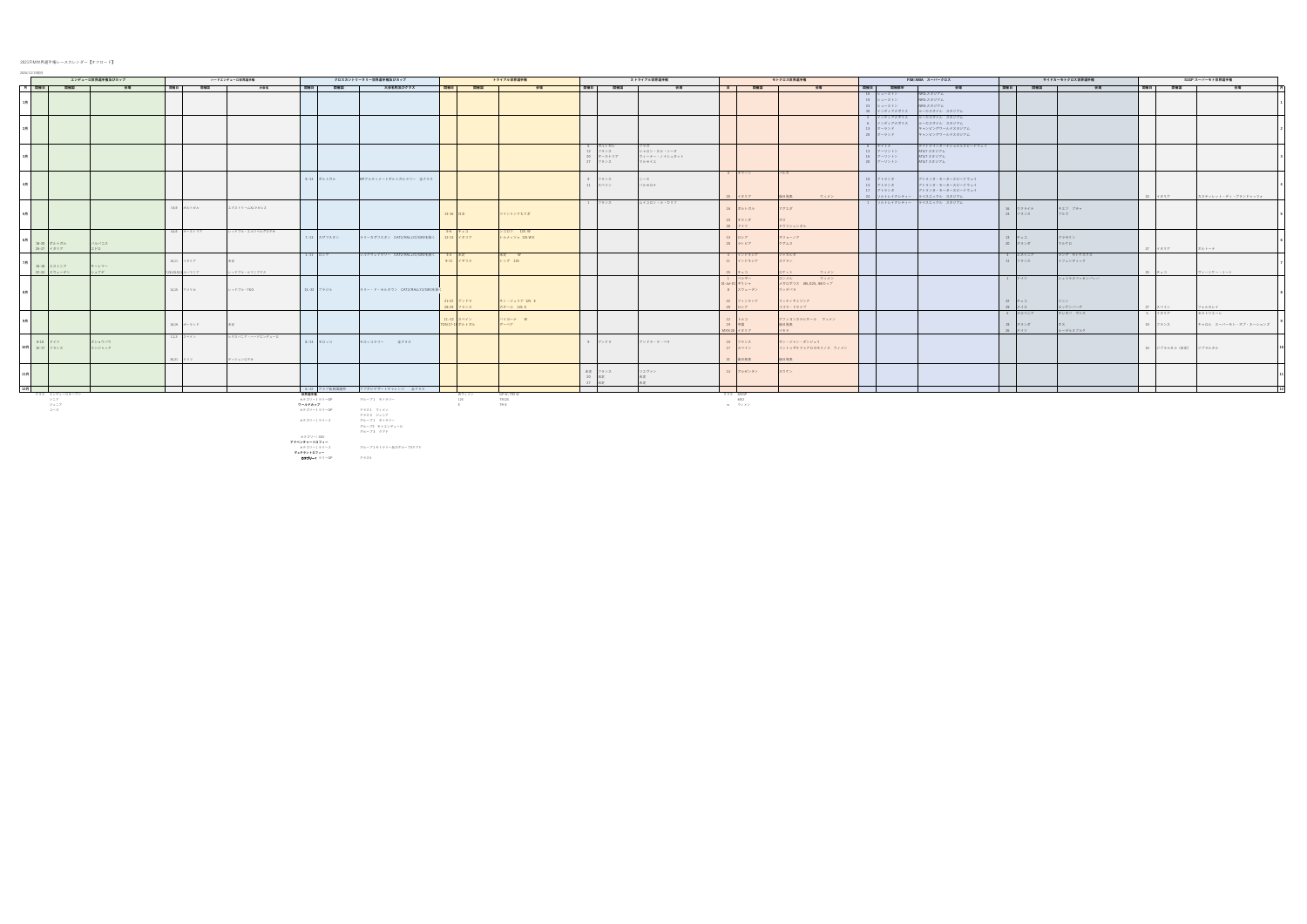2025FIM世界選手権レースカレンダー【オフロード】

| 月 | エンデューロ世界選手権及びカップ | ハードエンデューロ世界選手権 | クロスカントリーラリー世界選手権及びカップ | トライアル世界選手権 | Xトライアル世界選手権 | モトクロス世界選手権 | FIM/AMA スーパークロス | サイドカーモトクロス世界選手権 | SSGP スーパーモト世界選手権 | 月 |
|---|---|---|---|---|---|---|---|---|---|---|
| 1月 | | | | | | | ヒューストン / ヒューストン / ヒューストン / インディアナポリス | | | 1 |
| 2月 | | | | | | | インディアナポリス / インディアナポリス / デトロイト / デトロイト | | | 2 |
| 3月 | | | | | ポルトガル / フランス / オーストリア / フランス | | デイトナ / アーリントン / アーリントン / アーリントン | | | 3 |
| 4月 | | | 6-12 ポルトガル | | フランス / スペイン | アルゼンチン / イタリア | アトランタ / アトランタ / アトランタ / ソルトレイクシティー | | イタリア | 4 |
| 5月 | | ポルトガル | | 16-18 日本 | フランス | ポルトガル / スペイン / ドイツ | | ラトビア / フランス | | 5 |
| 6月 | ポルトガル / イタリア | | 7-13 カザフスタン | 6-8 チェコ / 13-15 イタリア | | ロシア / ドイツ | | チェコ / ドイツ | イタリア | 6 |
| 7月 | エストニア / スウェーデン | ルーマニア | 1-11 ロシア | 4-6 日本 / 9-11 イギリス | | インドネシア / インドネシア / チェコ | | スロベニア / フランス | チェコ | 7 |
| 8月 | | | 25-31 アルゼンチン | アンドラ / フランス | | ベルギー / オランダ / スウェーデン / フィンランド / ロシア | | ドイツ / チェコ / スイス | スペイン | 8 |
| 9月 | | ポーランド | | 11-14 スペイン / ポルトガル | | トルコ / 中国 / イタリア | | スロベニア / オランダ / ドイツ | ドイツ / フランス | 9 |
| 10月 | ドイツ / フランス | ドイツ | 5-11 モロッコ | | アンドラ | フランス / スペイン / 豪州 | | | ブラジル | 10 |
| 11月 | | | | | フランス / 未定 / 未定 | アルゼンチン | | | | 11 |
| 12月 | | | アブダビ | | | | | | | 12 |